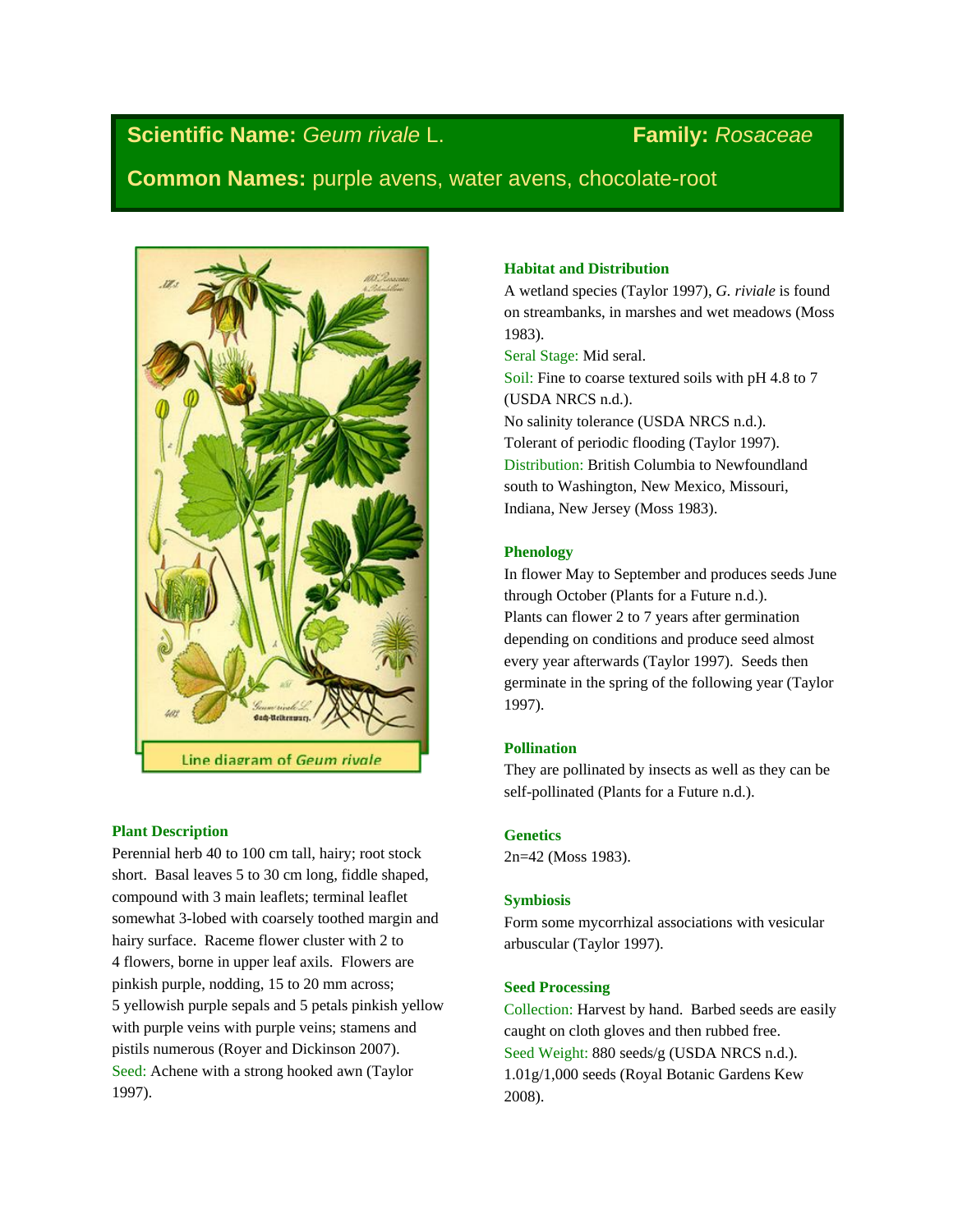# Scientific Name: *Geum rivale* L. — Family: *Rosaceae*

## Common Names: purple avens, water avens, chocolate-root

Line diagram of *Geum rivale*

### Plant Description

Perennial herb 40 to 100 cm tall, hairy; root stock short. Basal leaves 5 to 30 cm long, fiddle shaped, compound with 3 main leaflets; terminal leaflet somewhat 3-lobed with coarsely toothed margin and hairy surface. Raceme flower cluster with 2 to 4 flowers, borne in upper leaf axils. Flowers are pinkish purple, nodding, 15 to 20 mm across; 5 yellowish purple sepals and 5 petals pinkish yellow with purple veins with purple veins; stamens and pistils numerous (Royer and Dickinson 2007).

Seed: Achene with a strong hooked awn (Taylor 1997).

### Habitat and Distribution

A wetland species (Taylor 1997), *G. riviale* is found on streambanks, in marshes and wet meadows (Moss 1983).

Seral Stage: Mid seral.

Soil: Fine to coarse textured soils with pH 4.8 to 7 (USDA NRCS n.d.).

No salinity tolerance (USDA NRCS n.d.).

Tolerant of periodic flooding (Taylor 1997).

Distribution: British Columbia to Newfoundland south to Washington, New Mexico, Missouri, Indiana, New Jersey (Moss 1983).

### Phenology

In flower May to September and produces seeds June through October (Plants for a Future n.d.).

Plants can flower 2 to 7 years after germination depending on conditions and produce seed almost every year afterwards (Taylor 1997). Seeds then germinate in the spring of the following year (Taylor 1997).

### Pollination

They are pollinated by insects as well as they can be self-pollinated (Plants for a Future n.d.).

### Genetics

2n=42 (Moss 1983).

### Symbiosis

Form some mycorrhizal associations with vesicular arbuscular (Taylor 1997).

### Seed Processing

Collection: Harvest by hand. Barbed seeds are easily caught on cloth gloves and then rubbed free.

Seed Weight: 880 seeds/g (USDA NRCS n.d.).

1.01g/1,000 seeds (Royal Botanic Gardens Kew 2008).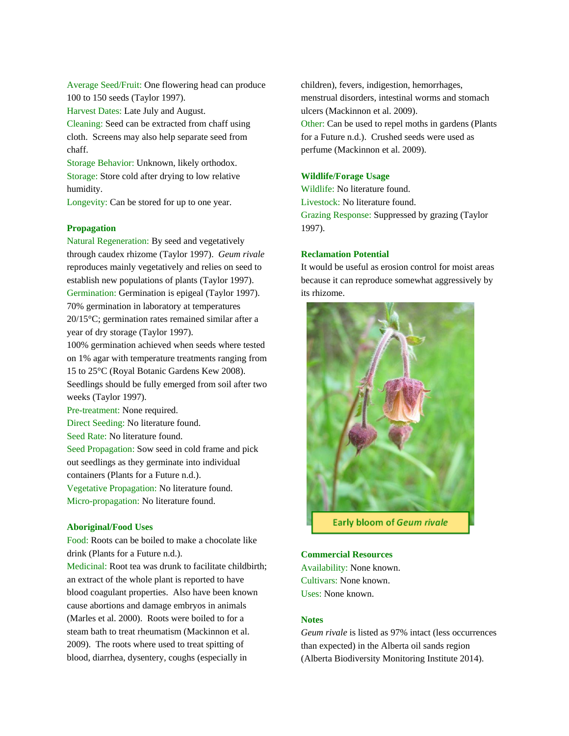Average Seed/Fruit: One flowering head can produce 100 to 150 seeds (Taylor 1997).
Harvest Dates: Late July and August.
Cleaning: Seed can be extracted from chaff using cloth. Screens may also help separate seed from chaff.
Storage Behavior: Unknown, likely orthodox.
Storage: Store cold after drying to low relative humidity.
Longevity: Can be stored for up to one year.

**Propagation**

Natural Regeneration: By seed and vegetatively through caudex rhizome (Taylor 1997). *Geum rivale* reproduces mainly vegetatively and relies on seed to establish new populations of plants (Taylor 1997).
Germination: Germination is epigeal (Taylor 1997). 70% germination in laboratory at temperatures 20/15°C; germination rates remained similar after a year of dry storage (Taylor 1997).
100% germination achieved when seeds where tested on 1% agar with temperature treatments ranging from 15 to 25°C (Royal Botanic Gardens Kew 2008). Seedlings should be fully emerged from soil after two weeks (Taylor 1997).
Pre-treatment: None required.
Direct Seeding: No literature found.
Seed Rate: No literature found.
Seed Propagation: Sow seed in cold frame and pick out seedlings as they germinate into individual containers (Plants for a Future n.d.).
Vegetative Propagation: No literature found.
Micro-propagation: No literature found.

**Aboriginal/Food Uses**

Food: Roots can be boiled to make a chocolate like drink (Plants for a Future n.d.).
Medicinal: Root tea was drunk to facilitate childbirth; an extract of the whole plant is reported to have blood coagulant properties. Also have been known cause abortions and damage embryos in animals (Marles et al. 2000). Roots were boiled to for a steam bath to treat rheumatism (Mackinnon et al. 2009). The roots where used to treat spitting of blood, diarrhea, dysentery, coughs (especially in children), fevers, indigestion, hemorrhages, menstrual disorders, intestinal worms and stomach ulcers (Mackinnon et al. 2009).
Other: Can be used to repel moths in gardens (Plants for a Future n.d.). Crushed seeds were used as perfume (Mackinnon et al. 2009).

**Wildlife/Forage Usage**

Wildlife: No literature found.
Livestock: No literature found.
Grazing Response: Suppressed by grazing (Taylor 1997).

**Reclamation Potential**

It would be useful as erosion control for moist areas because it can reproduce somewhat aggressively by its rhizome.

Early bloom of *Geum rivale*

**Commercial Resources**

Availability: None known.
Cultivars: None known.
Uses: None known.

**Notes**

*Geum rivale* is listed as 97% intact (less occurrences than expected) in the Alberta oil sands region (Alberta Biodiversity Monitoring Institute 2014).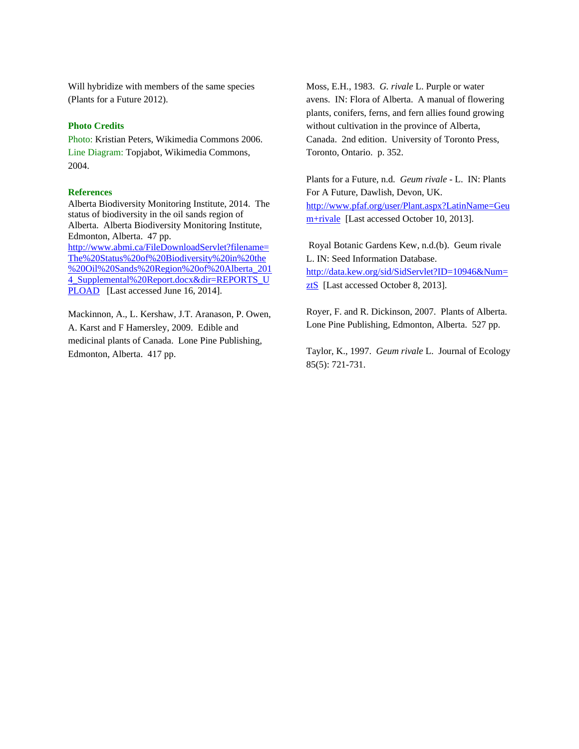Will hybridize with members of the same species (Plants for a Future 2012).

### Photo Credits

Photo: Kristian Peters, Wikimedia Commons 2006.
Line Diagram: Topjabot, Wikimedia Commons, 2004.

### References

Alberta Biodiversity Monitoring Institute, 2014. The status of biodiversity in the oil sands region of Alberta. Alberta Biodiversity Monitoring Institute, Edmonton, Alberta. 47 pp. http://www.abmi.ca/FileDownloadServlet?filename=The%20Status%20of%20Biodiversity%20in%20the%20Oil%20Sands%20Region%20of%20Alberta_2014_Supplemental%20Report.docx&dir=REPORTS_UPLOAD [Last accessed June 16, 2014].

Mackinnon, A., L. Kershaw, J.T. Aranason, P. Owen, A. Karst and F Hamersley, 2009. Edible and medicinal plants of Canada. Lone Pine Publishing, Edmonton, Alberta. 417 pp.

Moss, E.H., 1983. *G. rivale* L. Purple or water avens. IN: Flora of Alberta. A manual of flowering plants, conifers, ferns, and fern allies found growing without cultivation in the province of Alberta, Canada. 2nd edition. University of Toronto Press, Toronto, Ontario. p. 352.

Plants for a Future, n.d. *Geum rivale* - L. IN: Plants For A Future, Dawlish, Devon, UK. http://www.pfaf.org/user/Plant.aspx?LatinName=Geum+rivale [Last accessed October 10, 2013].

Royal Botanic Gardens Kew, n.d.(b). Geum rivale L. IN: Seed Information Database. http://data.kew.org/sid/SidServlet?ID=10946&Num=ztS [Last accessed October 8, 2013].

Royer, F. and R. Dickinson, 2007. Plants of Alberta. Lone Pine Publishing, Edmonton, Alberta. 527 pp.

Taylor, K., 1997. *Geum rivale* L. Journal of Ecology 85(5): 721-731.